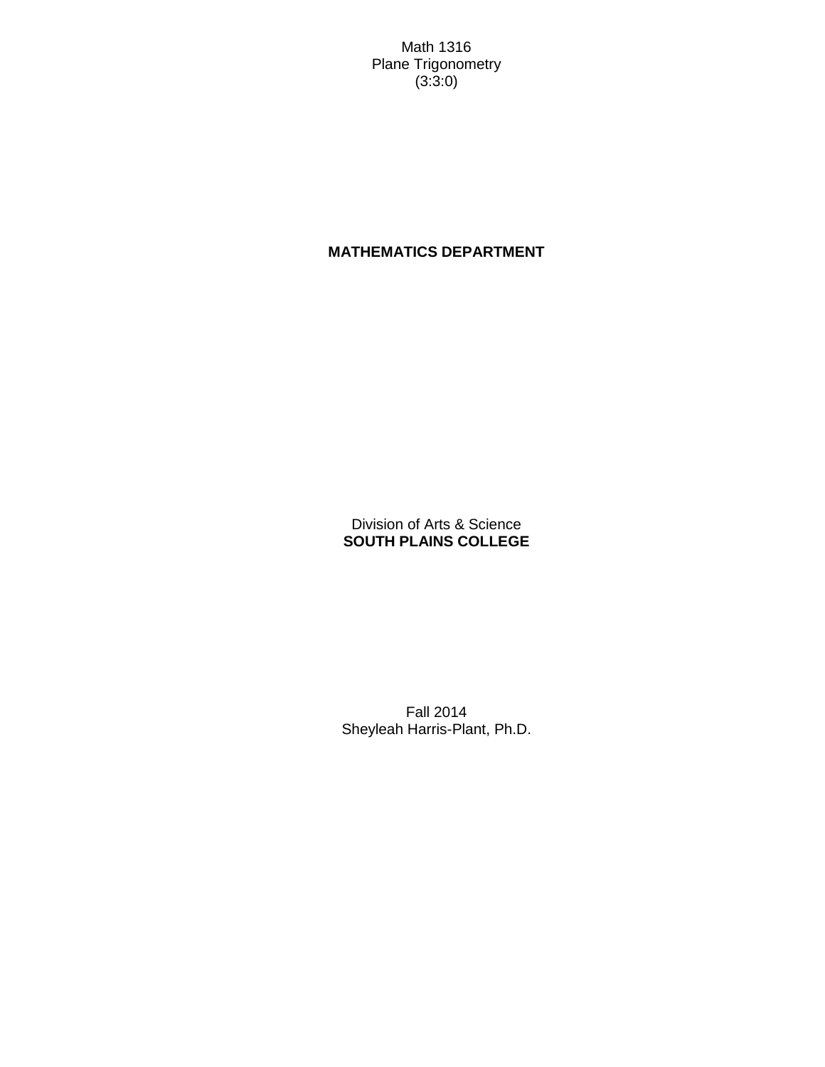Math 1316
Plane Trigonometry
(3:3:0)

**MATHEMATICS DEPARTMENT**

Division of Arts & Science
**SOUTH PLAINS COLLEGE**

Fall 2014
Sheyleah Harris-Plant, Ph.D.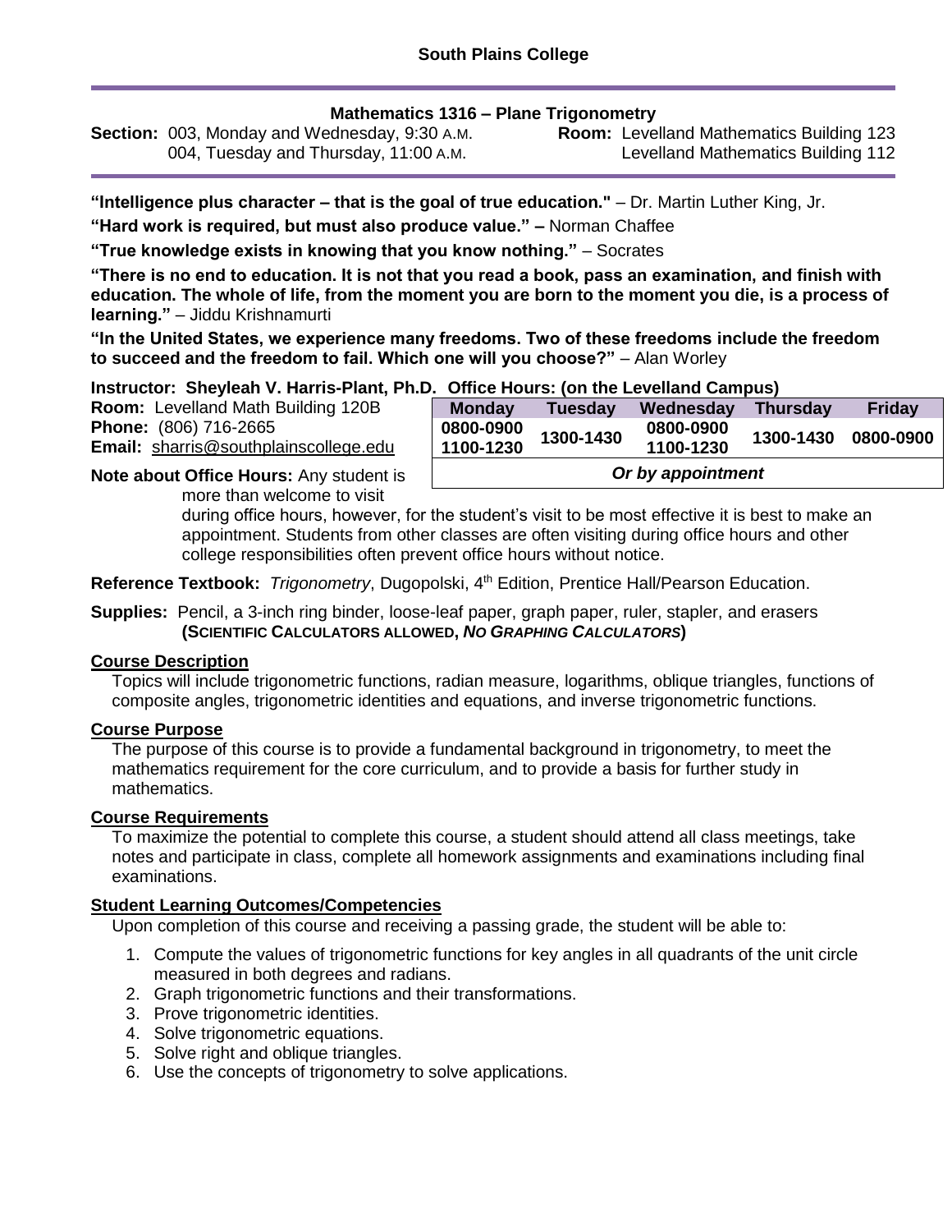**South Plains College**

## Mathematics 1316 – Plane Trigonometry

**Section:** 003, Monday and Wednesday, 9:30 A.M. **Room:** Levelland Mathematics Building 123
004, Tuesday and Thursday, 11:00 A.M. Levelland Mathematics Building 112

**"Intelligence plus character – that is the goal of true education."** – Dr. Martin Luther King, Jr.

**"Hard work is required, but must also produce value." –** Norman Chaffee

**"True knowledge exists in knowing that you know nothing."** – Socrates

**"There is no end to education. It is not that you read a book, pass an examination, and finish with education. The whole of life, from the moment you are born to the moment you die, is a process of learning."** – Jiddu Krishnamurti

**"In the United States, we experience many freedoms. Two of these freedoms include the freedom to succeed and the freedom to fail. Which one will you choose?"** – Alan Worley

**Instructor: Sheyleah V. Harris-Plant, Ph.D.**

**Room:** Levelland Math Building 120B
**Phone:** (806) 716-2665
**Email:** sharris@southplainscollege.edu

**Office Hours: (on the Levelland Campus)**

| Monday | Tuesday | Wednesday | Thursday | Friday |
|---|---|---|---|---|
| 0800-0900 1100-1230 | 1300-1430 | 0800-0900 1100-1230 | 1300-1430 | 0800-0900 |
| ***Or by appointment*** | | | | |

**Note about Office Hours:** Any student is more than welcome to visit during office hours, however, for the student's visit to be most effective it is best to make an appointment. Students from other classes are often visiting during office hours and other college responsibilities often prevent office hours without notice.

**Reference Textbook:** *Trigonometry*, Dugopolski, 4th Edition, Prentice Hall/Pearson Education.

**Supplies:** Pencil, a 3-inch ring binder, loose-leaf paper, graph paper, ruler, stapler, and erasers **(SCIENTIFIC CALCULATORS ALLOWED, *NO GRAPHING CALCULATORS*)**

### Course Description

Topics will include trigonometric functions, radian measure, logarithms, oblique triangles, functions of composite angles, trigonometric identities and equations, and inverse trigonometric functions.

### Course Purpose

The purpose of this course is to provide a fundamental background in trigonometry, to meet the mathematics requirement for the core curriculum, and to provide a basis for further study in mathematics.

### Course Requirements

To maximize the potential to complete this course, a student should attend all class meetings, take notes and participate in class, complete all homework assignments and examinations including final examinations.

### Student Learning Outcomes/Competencies

Upon completion of this course and receiving a passing grade, the student will be able to:

1. Compute the values of trigonometric functions for key angles in all quadrants of the unit circle measured in both degrees and radians.
2. Graph trigonometric functions and their transformations.
3. Prove trigonometric identities.
4. Solve trigonometric equations.
5. Solve right and oblique triangles.
6. Use the concepts of trigonometry to solve applications.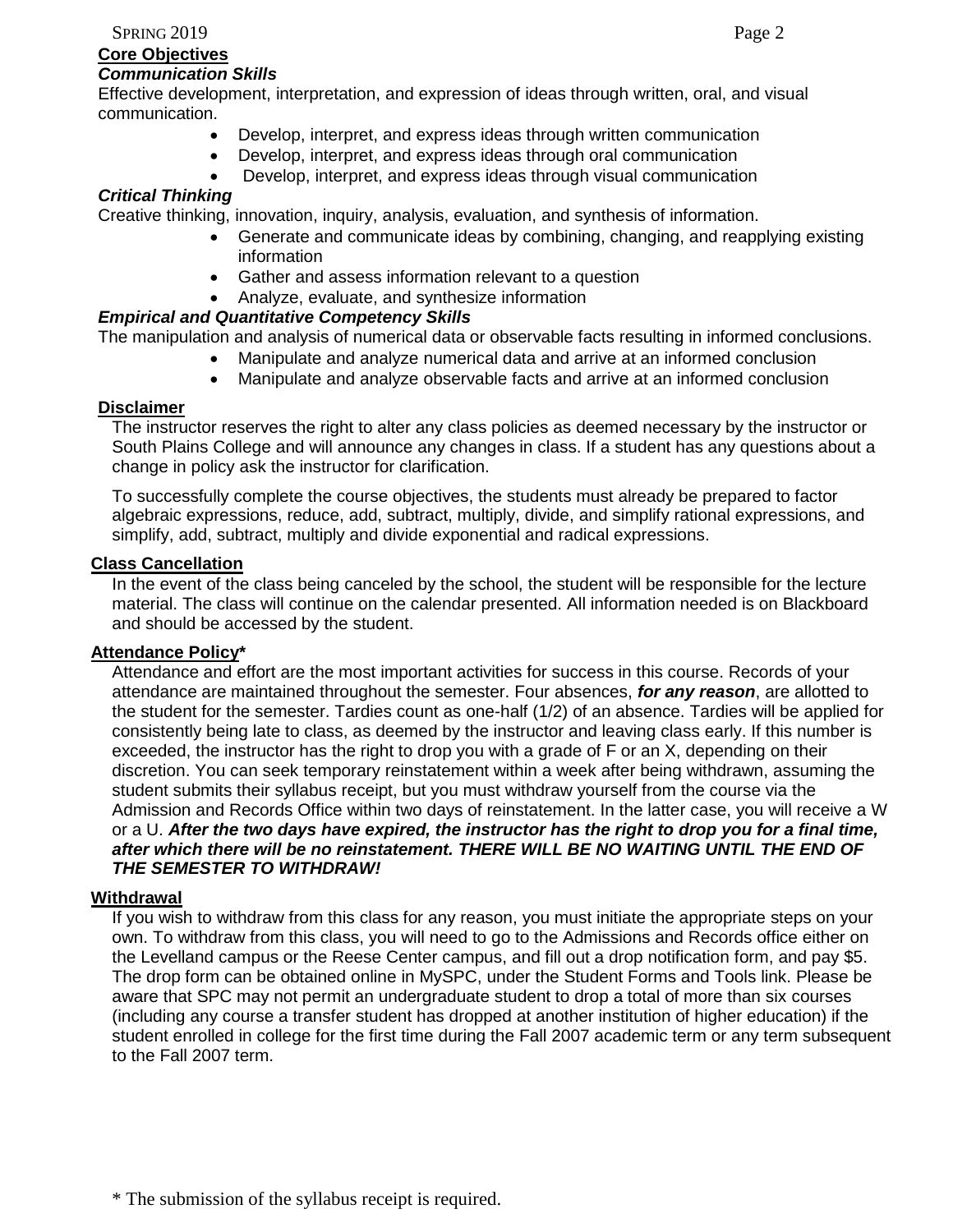## Core Objectives

### *Communication Skills*

Effective development, interpretation, and expression of ideas through written, oral, and visual communication.

- Develop, interpret, and express ideas through written communication
- Develop, interpret, and express ideas through oral communication
- Develop, interpret, and express ideas through visual communication

### *Critical Thinking*

Creative thinking, innovation, inquiry, analysis, evaluation, and synthesis of information.

- Generate and communicate ideas by combining, changing, and reapplying existing information
- Gather and assess information relevant to a question
- Analyze, evaluate, and synthesize information

### *Empirical and Quantitative Competency Skills*

The manipulation and analysis of numerical data or observable facts resulting in informed conclusions.

- Manipulate and analyze numerical data and arrive at an informed conclusion
- Manipulate and analyze observable facts and arrive at an informed conclusion

## Disclaimer

The instructor reserves the right to alter any class policies as deemed necessary by the instructor or South Plains College and will announce any changes in class. If a student has any questions about a change in policy ask the instructor for clarification.

To successfully complete the course objectives, the students must already be prepared to factor algebraic expressions, reduce, add, subtract, multiply, divide, and simplify rational expressions, and simplify, add, subtract, multiply and divide exponential and radical expressions.

## Class Cancellation

In the event of the class being canceled by the school, the student will be responsible for the lecture material. The class will continue on the calendar presented. All information needed is on Blackboard and should be accessed by the student.

## Attendance Policy*

Attendance and effort are the most important activities for success in this course. Records of your attendance are maintained throughout the semester. Four absences, ***for any reason***, are allotted to the student for the semester. Tardies count as one-half (1/2) of an absence. Tardies will be applied for consistently being late to class, as deemed by the instructor and leaving class early. If this number is exceeded, the instructor has the right to drop you with a grade of F or an X, depending on their discretion. You can seek temporary reinstatement within a week after being withdrawn, assuming the student submits their syllabus receipt, but you must withdraw yourself from the course via the Admission and Records Office within two days of reinstatement. In the latter case, you will receive a W or a U. ***After the two days have expired, the instructor has the right to drop you for a final time, after which there will be no reinstatement. THERE WILL BE NO WAITING UNTIL THE END OF THE SEMESTER TO WITHDRAW!***

## Withdrawal

If you wish to withdraw from this class for any reason, you must initiate the appropriate steps on your own. To withdraw from this class, you will need to go to the Admissions and Records office either on the Levelland campus or the Reese Center campus, and fill out a drop notification form, and pay $5. The drop form can be obtained online in MySPC, under the Student Forms and Tools link. Please be aware that SPC may not permit an undergraduate student to drop a total of more than six courses (including any course a transfer student has dropped at another institution of higher education) if the student enrolled in college for the first time during the Fall 2007 academic term or any term subsequent to the Fall 2007 term.

* The submission of the syllabus receipt is required.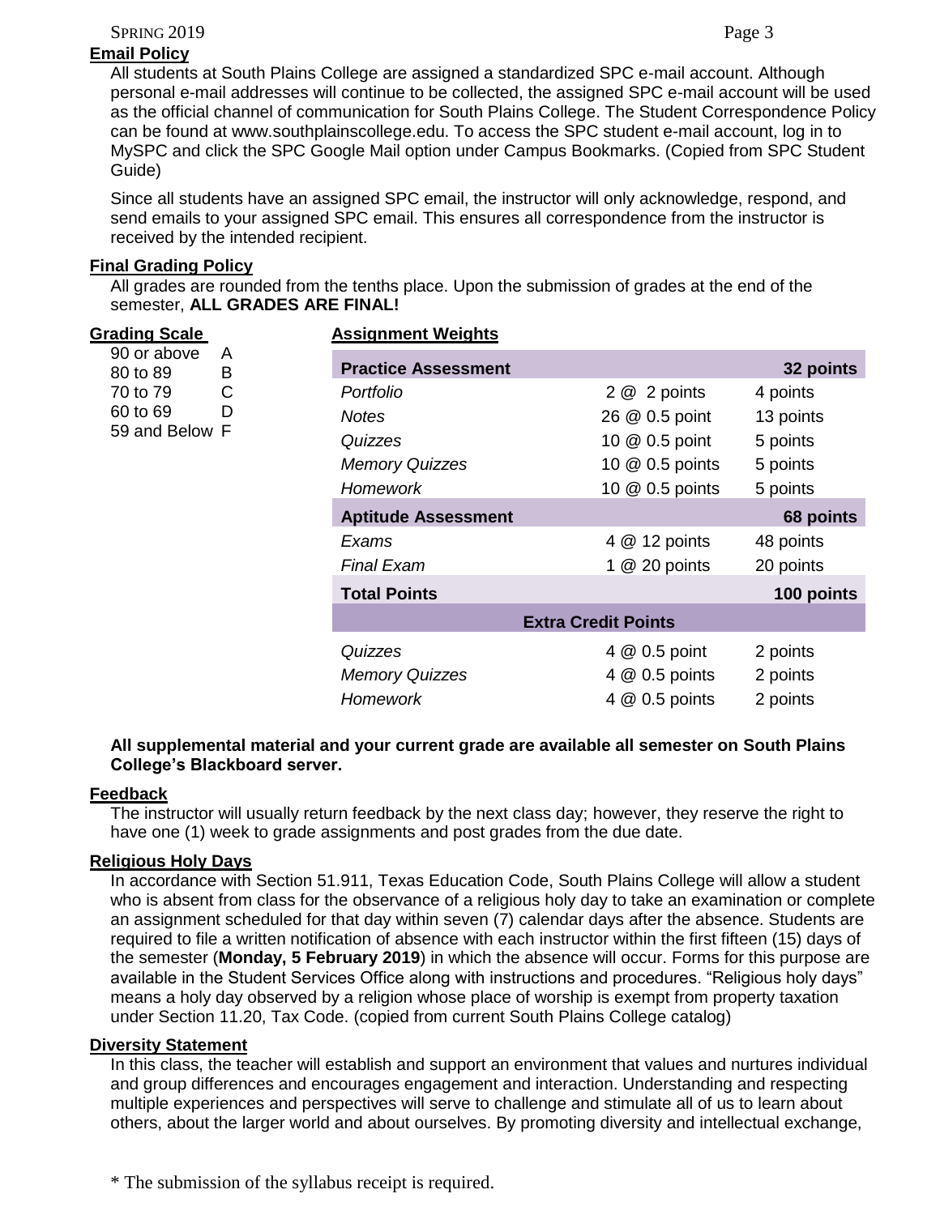## Email Policy

All students at South Plains College are assigned a standardized SPC e-mail account. Although personal e-mail addresses will continue to be collected, the assigned SPC e-mail account will be used as the official channel of communication for South Plains College. The Student Correspondence Policy can be found at www.southplainscollege.edu. To access the SPC student e-mail account, log in to MySPC and click the SPC Google Mail option under Campus Bookmarks. (Copied from SPC Student Guide)

Since all students have an assigned SPC email, the instructor will only acknowledge, respond, and send emails to your assigned SPC email. This ensures all correspondence from the instructor is received by the intended recipient.

## Final Grading Policy

All grades are rounded from the tenths place. Upon the submission of grades at the end of the semester, **ALL GRADES ARE FINAL!**

## Grading Scale

| Score | Grade |
|---|---|
| 90 or above | A |
| 80 to 89 | B |
| 70 to 79 | C |
| 60 to 69 | D |
| 59 and Below | F |

## Assignment Weights

| **Practice Assessment** | | **32 points** |
|---|---|---|
| *Portfolio* | 2 @ 2 points | 4 points |
| *Notes* | 26 @ 0.5 point | 13 points |
| *Quizzes* | 10 @ 0.5 point | 5 points |
| *Memory Quizzes* | 10 @ 0.5 points | 5 points |
| *Homework* | 10 @ 0.5 points | 5 points |
| **Aptitude Assessment** | | **68 points** |
| *Exams* | 4 @ 12 points | 48 points |
| *Final Exam* | 1 @ 20 points | 20 points |
| **Total Points** | | **100 points** |
| **Extra Credit Points** | | |
| *Quizzes* | 4 @ 0.5 point | 2 points |
| *Memory Quizzes* | 4 @ 0.5 points | 2 points |
| *Homework* | 4 @ 0.5 points | 2 points |

**All supplemental material and your current grade are available all semester on South Plains College's Blackboard server.**

## Feedback

The instructor will usually return feedback by the next class day; however, they reserve the right to have one (1) week to grade assignments and post grades from the due date.

## Religious Holy Days

In accordance with Section 51.911, Texas Education Code, South Plains College will allow a student who is absent from class for the observance of a religious holy day to take an examination or complete an assignment scheduled for that day within seven (7) calendar days after the absence. Students are required to file a written notification of absence with each instructor within the first fifteen (15) days of the semester (**Monday, 5 February 2019**) in which the absence will occur. Forms for this purpose are available in the Student Services Office along with instructions and procedures. "Religious holy days" means a holy day observed by a religion whose place of worship is exempt from property taxation under Section 11.20, Tax Code. (copied from current South Plains College catalog)

## Diversity Statement

In this class, the teacher will establish and support an environment that values and nurtures individual and group differences and encourages engagement and interaction. Understanding and respecting multiple experiences and perspectives will serve to challenge and stimulate all of us to learn about others, about the larger world and about ourselves. By promoting diversity and intellectual exchange,

\* The submission of the syllabus receipt is required.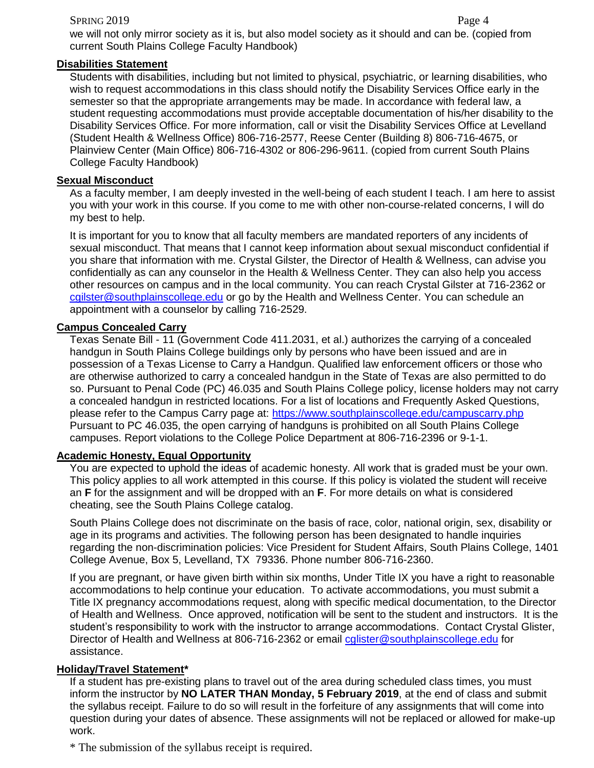we will not only mirror society as it is, but also model society as it should and can be. (copied from current South Plains College Faculty Handbook)

## Disabilities Statement

Students with disabilities, including but not limited to physical, psychiatric, or learning disabilities, who wish to request accommodations in this class should notify the Disability Services Office early in the semester so that the appropriate arrangements may be made. In accordance with federal law, a student requesting accommodations must provide acceptable documentation of his/her disability to the Disability Services Office. For more information, call or visit the Disability Services Office at Levelland (Student Health & Wellness Office) 806-716-2577, Reese Center (Building 8) 806-716-4675, or Plainview Center (Main Office) 806-716-4302 or 806-296-9611. (copied from current South Plains College Faculty Handbook)

## Sexual Misconduct

As a faculty member, I am deeply invested in the well-being of each student I teach. I am here to assist you with your work in this course. If you come to me with other non-course-related concerns, I will do my best to help.

It is important for you to know that all faculty members are mandated reporters of any incidents of sexual misconduct. That means that I cannot keep information about sexual misconduct confidential if you share that information with me. Crystal Gilster, the Director of Health & Wellness, can advise you confidentially as can any counselor in the Health & Wellness Center. They can also help you access other resources on campus and in the local community. You can reach Crystal Gilster at 716-2362 or cgilster@southplainscollege.edu or go by the Health and Wellness Center. You can schedule an appointment with a counselor by calling 716-2529.

## Campus Concealed Carry

Texas Senate Bill - 11 (Government Code 411.2031, et al.) authorizes the carrying of a concealed handgun in South Plains College buildings only by persons who have been issued and are in possession of a Texas License to Carry a Handgun. Qualified law enforcement officers or those who are otherwise authorized to carry a concealed handgun in the State of Texas are also permitted to do so. Pursuant to Penal Code (PC) 46.035 and South Plains College policy, license holders may not carry a concealed handgun in restricted locations. For a list of locations and Frequently Asked Questions, please refer to the Campus Carry page at: https://www.southplainscollege.edu/campuscarry.php Pursuant to PC 46.035, the open carrying of handguns is prohibited on all South Plains College campuses. Report violations to the College Police Department at 806-716-2396 or 9-1-1.

## Academic Honesty, Equal Opportunity

You are expected to uphold the ideas of academic honesty. All work that is graded must be your own. This policy applies to all work attempted in this course. If this policy is violated the student will receive an **F** for the assignment and will be dropped with an **F**. For more details on what is considered cheating, see the South Plains College catalog.

South Plains College does not discriminate on the basis of race, color, national origin, sex, disability or age in its programs and activities. The following person has been designated to handle inquiries regarding the non-discrimination policies: Vice President for Student Affairs, South Plains College, 1401 College Avenue, Box 5, Levelland, TX 79336. Phone number 806-716-2360.

If you are pregnant, or have given birth within six months, Under Title IX you have a right to reasonable accommodations to help continue your education. To activate accommodations, you must submit a Title IX pregnancy accommodations request, along with specific medical documentation, to the Director of Health and Wellness. Once approved, notification will be sent to the student and instructors. It is the student's responsibility to work with the instructor to arrange accommodations. Contact Crystal Glister, Director of Health and Wellness at 806-716-2362 or email cglister@southplainscollege.edu for assistance.

## Holiday/Travel Statement*

If a student has pre-existing plans to travel out of the area during scheduled class times, you must inform the instructor by **NO LATER THAN Monday, 5 February 2019**, at the end of class and submit the syllabus receipt. Failure to do so will result in the forfeiture of any assignments that will come into question during your dates of absence. These assignments will not be replaced or allowed for make-up work.

* The submission of the syllabus receipt is required.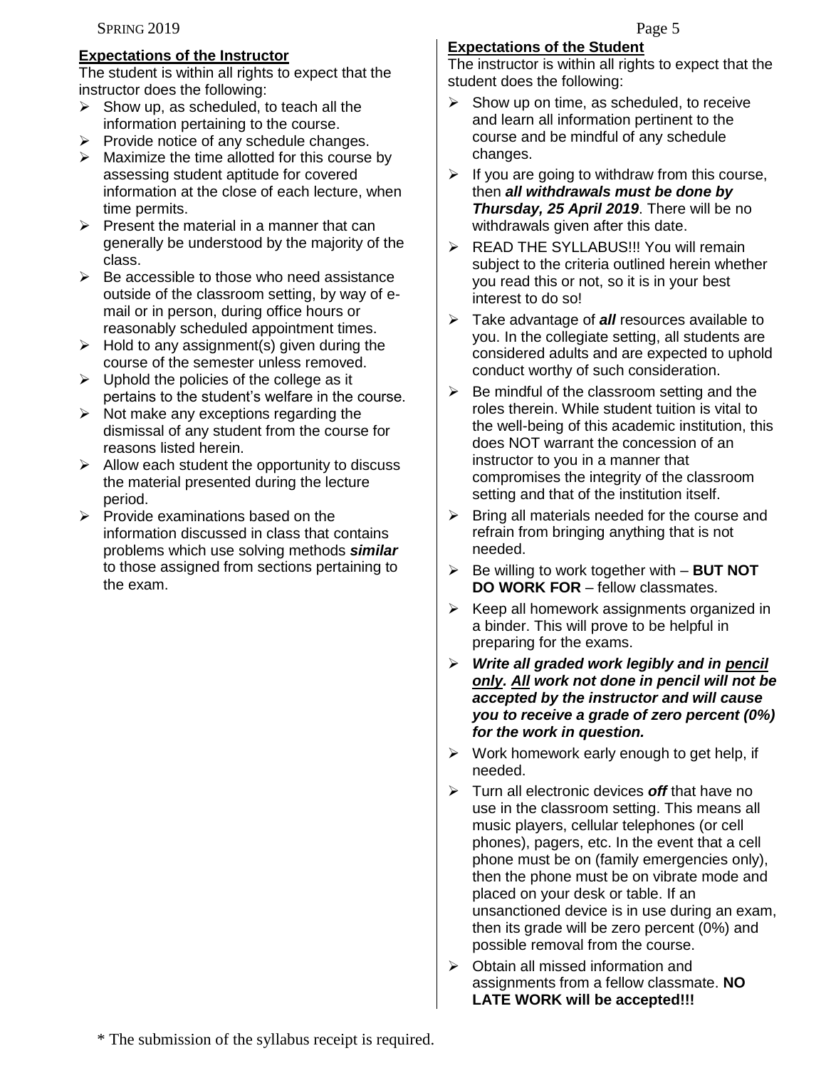**Expectations of the Instructor**

The student is within all rights to expect that the instructor does the following:

- Show up, as scheduled, to teach all the information pertaining to the course.
- Provide notice of any schedule changes.
- Maximize the time allotted for this course by assessing student aptitude for covered information at the close of each lecture, when time permits.
- Present the material in a manner that can generally be understood by the majority of the class.
- Be accessible to those who need assistance outside of the classroom setting, by way of e-mail or in person, during office hours or reasonably scheduled appointment times.
- Hold to any assignment(s) given during the course of the semester unless removed.
- Uphold the policies of the college as it pertains to the student's welfare in the course.
- Not make any exceptions regarding the dismissal of any student from the course for reasons listed herein.
- Allow each student the opportunity to discuss the material presented during the lecture period.
- Provide examinations based on the information discussed in class that contains problems which use solving methods ***similar*** to those assigned from sections pertaining to the exam.

**Expectations of the Student**

The instructor is within all rights to expect that the student does the following:

- Show up on time, as scheduled, to receive and learn all information pertinent to the course and be mindful of any schedule changes.
- If you are going to withdraw from this course, then ***all withdrawals must be done by Thursday, 25 April 2019***. There will be no withdrawals given after this date.
- READ THE SYLLABUS!!! You will remain subject to the criteria outlined herein whether you read this or not, so it is in your best interest to do so!
- Take advantage of ***all*** resources available to you. In the collegiate setting, all students are considered adults and are expected to uphold conduct worthy of such consideration.
- Be mindful of the classroom setting and the roles therein. While student tuition is vital to the well-being of this academic institution, this does NOT warrant the concession of an instructor to you in a manner that compromises the integrity of the classroom setting and that of the institution itself.
- Bring all materials needed for the course and refrain from bringing anything that is not needed.
- Be willing to work together with – **BUT NOT DO WORK FOR** – fellow classmates.
- Keep all homework assignments organized in a binder. This will prove to be helpful in preparing for the exams.
- ***Write all graded work legibly and in pencil only. All work not done in pencil will not be accepted by the instructor and will cause you to receive a grade of zero percent (0%) for the work in question.***
- Work homework early enough to get help, if needed.
- Turn all electronic devices ***off*** that have no use in the classroom setting. This means all music players, cellular telephones (or cell phones), pagers, etc. In the event that a cell phone must be on (family emergencies only), then the phone must be on vibrate mode and placed on your desk or table. If an unsanctioned device is in use during an exam, then its grade will be zero percent (0%) and possible removal from the course.
- Obtain all missed information and assignments from a fellow classmate. **NO LATE WORK will be accepted!!!**

* The submission of the syllabus receipt is required.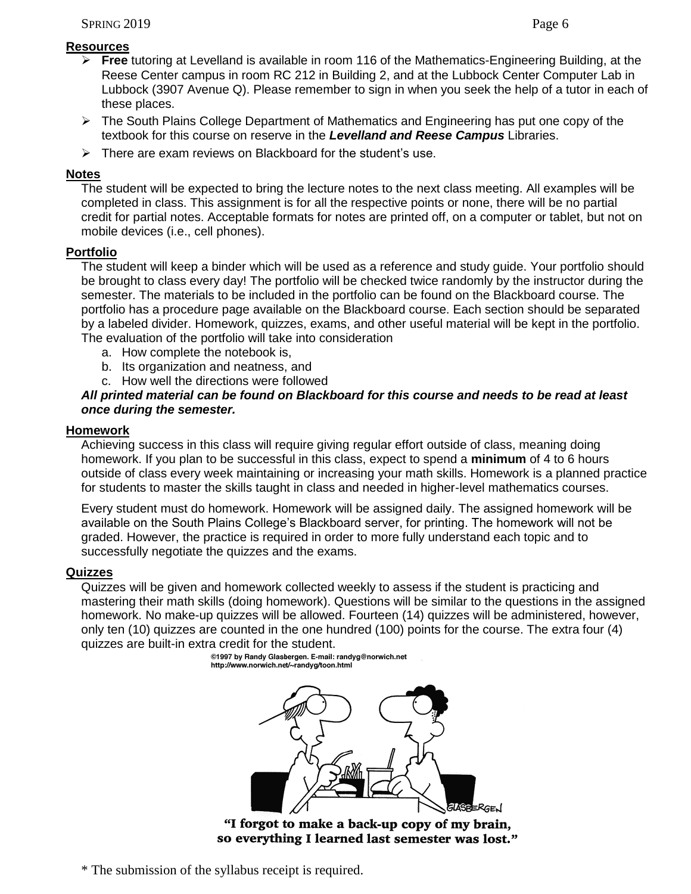## Resources

- **Free** tutoring at Levelland is available in room 116 of the Mathematics-Engineering Building, at the Reese Center campus in room RC 212 in Building 2, and at the Lubbock Center Computer Lab in Lubbock (3907 Avenue Q). Please remember to sign in when you seek the help of a tutor in each of these places.
- The South Plains College Department of Mathematics and Engineering has put one copy of the textbook for this course on reserve in the ***Levelland and Reese Campus*** Libraries.
- There are exam reviews on Blackboard for the student's use.

## Notes

The student will be expected to bring the lecture notes to the next class meeting. All examples will be completed in class. This assignment is for all the respective points or none, there will be no partial credit for partial notes. Acceptable formats for notes are printed off, on a computer or tablet, but not on mobile devices (i.e., cell phones).

## Portfolio

The student will keep a binder which will be used as a reference and study guide. Your portfolio should be brought to class every day! The portfolio will be checked twice randomly by the instructor during the semester. The materials to be included in the portfolio can be found on the Blackboard course. The portfolio has a procedure page available on the Blackboard course. Each section should be separated by a labeled divider. Homework, quizzes, exams, and other useful material will be kept in the portfolio. The evaluation of the portfolio will take into consideration

a. How complete the notebook is,
b. Its organization and neatness, and
c. How well the directions were followed

***All printed material can be found on Blackboard for this course and needs to be read at least once during the semester.***

## Homework

Achieving success in this class will require giving regular effort outside of class, meaning doing homework. If you plan to be successful in this class, expect to spend a **minimum** of 4 to 6 hours outside of class every week maintaining or increasing your math skills. Homework is a planned practice for students to master the skills taught in class and needed in higher-level mathematics courses.

Every student must do homework. Homework will be assigned daily. The assigned homework will be available on the South Plains College's Blackboard server, for printing. The homework will not be graded. However, the practice is required in order to more fully understand each topic and to successfully negotiate the quizzes and the exams.

## Quizzes

Quizzes will be given and homework collected weekly to assess if the student is practicing and mastering their math skills (doing homework). Questions will be similar to the questions in the assigned homework. No make-up quizzes will be allowed. Fourteen (14) quizzes will be administered, however, only ten (10) quizzes are counted in the one hundred (100) points for the course. The extra four (4) quizzes are built-in extra credit for the student.

©1997 by Randy Glasbergen. E-mail: randyg@norwich.net
http://www.norwich.net/~randyg/toon.html

"I forgot to make a back-up copy of my brain, so everything I learned last semester was lost."

\* The submission of the syllabus receipt is required.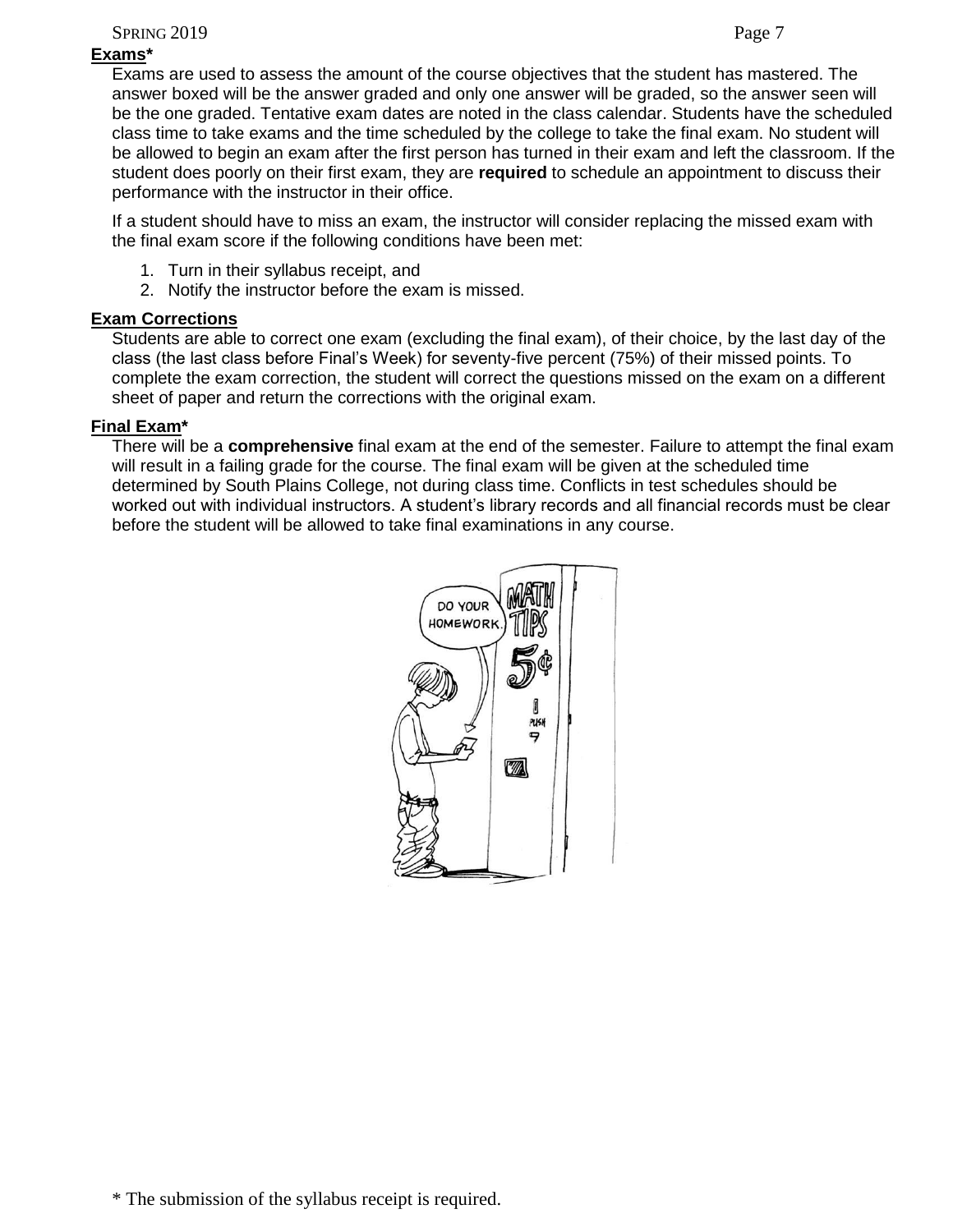**Exams***

Exams are used to assess the amount of the course objectives that the student has mastered. The answer boxed will be the answer graded and only one answer will be graded, so the answer seen will be the one graded. Tentative exam dates are noted in the class calendar. Students have the scheduled class time to take exams and the time scheduled by the college to take the final exam. No student will be allowed to begin an exam after the first person has turned in their exam and left the classroom. If the student does poorly on their first exam, they are **required** to schedule an appointment to discuss their performance with the instructor in their office.

If a student should have to miss an exam, the instructor will consider replacing the missed exam with the final exam score if the following conditions have been met:

1. Turn in their syllabus receipt, and
2. Notify the instructor before the exam is missed.

**Exam Corrections**

Students are able to correct one exam (excluding the final exam), of their choice, by the last day of the class (the last class before Final's Week) for seventy-five percent (75%) of their missed points. To complete the exam correction, the student will correct the questions missed on the exam on a different sheet of paper and return the corrections with the original exam.

**Final Exam***

There will be a **comprehensive** final exam at the end of the semester. Failure to attempt the final exam will result in a failing grade for the course. The final exam will be given at the scheduled time determined by South Plains College, not during class time. Conflicts in test schedules should be worked out with individual instructors. A student's library records and all financial records must be clear before the student will be allowed to take final examinations in any course.

* The submission of the syllabus receipt is required.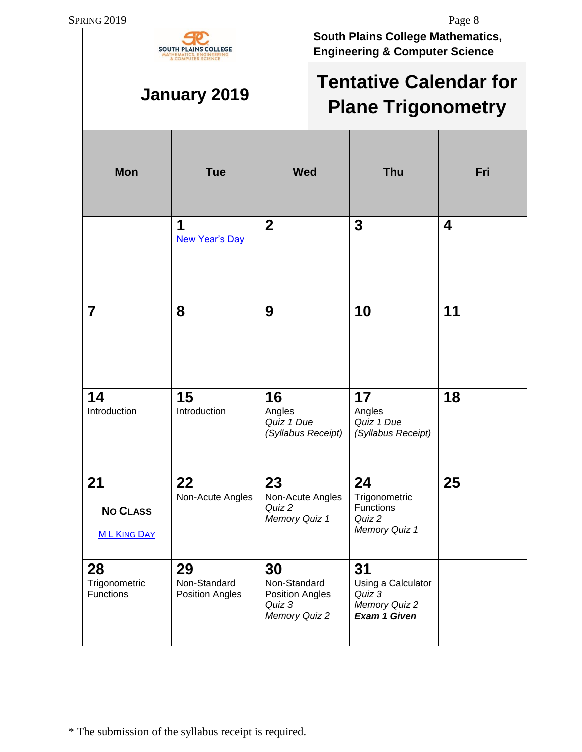South Plains College Mathematics, Engineering & Computer Science

## January 2019

# Tentative Calendar for Plane Trigonometry

| Mon | Tue | Wed | Thu | Fri |
|---|---|---|---|---|
| | **1** New Year's Day | **2** | **3** | **4** |
| **7** | **8** | **9** | **10** | **11** |
| **14** Introduction | **15** Introduction | **16** Angles *Quiz 1 Due* *(Syllabus Receipt)* | **17** Angles *Quiz 1 Due* *(Syllabus Receipt)* | **18** |
| **21** **NO CLASS** M L KING DAY | **22** Non-Acute Angles | **23** Non-Acute Angles *Quiz 2* *Memory Quiz 1* | **24** Trigonometric Functions *Quiz 2* *Memory Quiz 1* | **25** |
| **28** Trigonometric Functions | **29** Non-Standard Position Angles | **30** Non-Standard Position Angles *Quiz 3* *Memory Quiz 2* | **31** Using a Calculator *Quiz 3* *Memory Quiz 2* ***Exam 1 Given*** | |

* The submission of the syllabus receipt is required.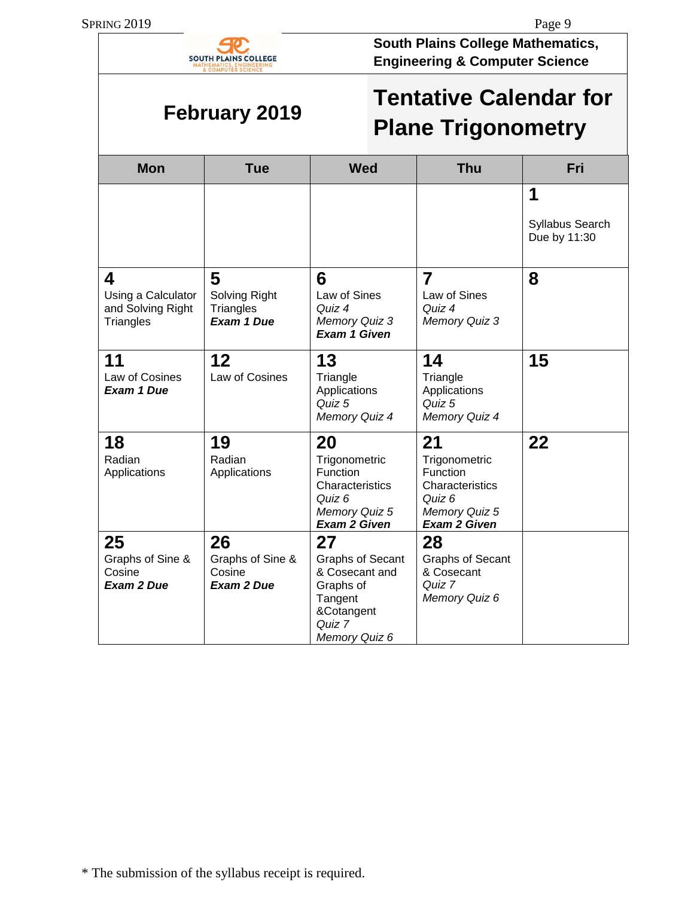South Plains College Mathematics, Engineering & Computer Science

## February 2019

## Tentative Calendar for Plane Trigonometry

| Mon | Tue | Wed | Thu | Fri |
|---|---|---|---|---|
| | | | | **1**<br>Syllabus Search Due by 11:30 |
| **4**<br>Using a Calculator and Solving Right Triangles | **5**<br>Solving Right Triangles<br>***Exam 1 Due*** | **6**<br>Law of Sines<br>*Quiz 4*<br>*Memory Quiz 3*<br>***Exam 1 Given*** | **7**<br>Law of Sines<br>*Quiz 4*<br>*Memory Quiz 3* | **8** |
| **11**<br>Law of Cosines<br>***Exam 1 Due*** | **12**<br>Law of Cosines | **13**<br>Triangle Applications<br>*Quiz 5*<br>*Memory Quiz 4* | **14**<br>Triangle Applications<br>*Quiz 5*<br>*Memory Quiz 4* | **15** |
| **18**<br>Radian Applications | **19**<br>Radian Applications | **20**<br>Trigonometric Function Characteristics<br>*Quiz 6*<br>*Memory Quiz 5*<br>***Exam 2 Given*** | **21**<br>Trigonometric Function Characteristics<br>*Quiz 6*<br>*Memory Quiz 5*<br>***Exam 2 Given*** | **22** |
| **25**<br>Graphs of Sine & Cosine<br>***Exam 2 Due*** | **26**<br>Graphs of Sine & Cosine<br>***Exam 2 Due*** | **27**<br>Graphs of Secant & Cosecant and Graphs of Tangent &Cotangent<br>*Quiz 7*<br>*Memory Quiz 6* | **28**<br>Graphs of Secant & Cosecant<br>*Quiz 7*<br>*Memory Quiz 6* | |

* The submission of the syllabus receipt is required.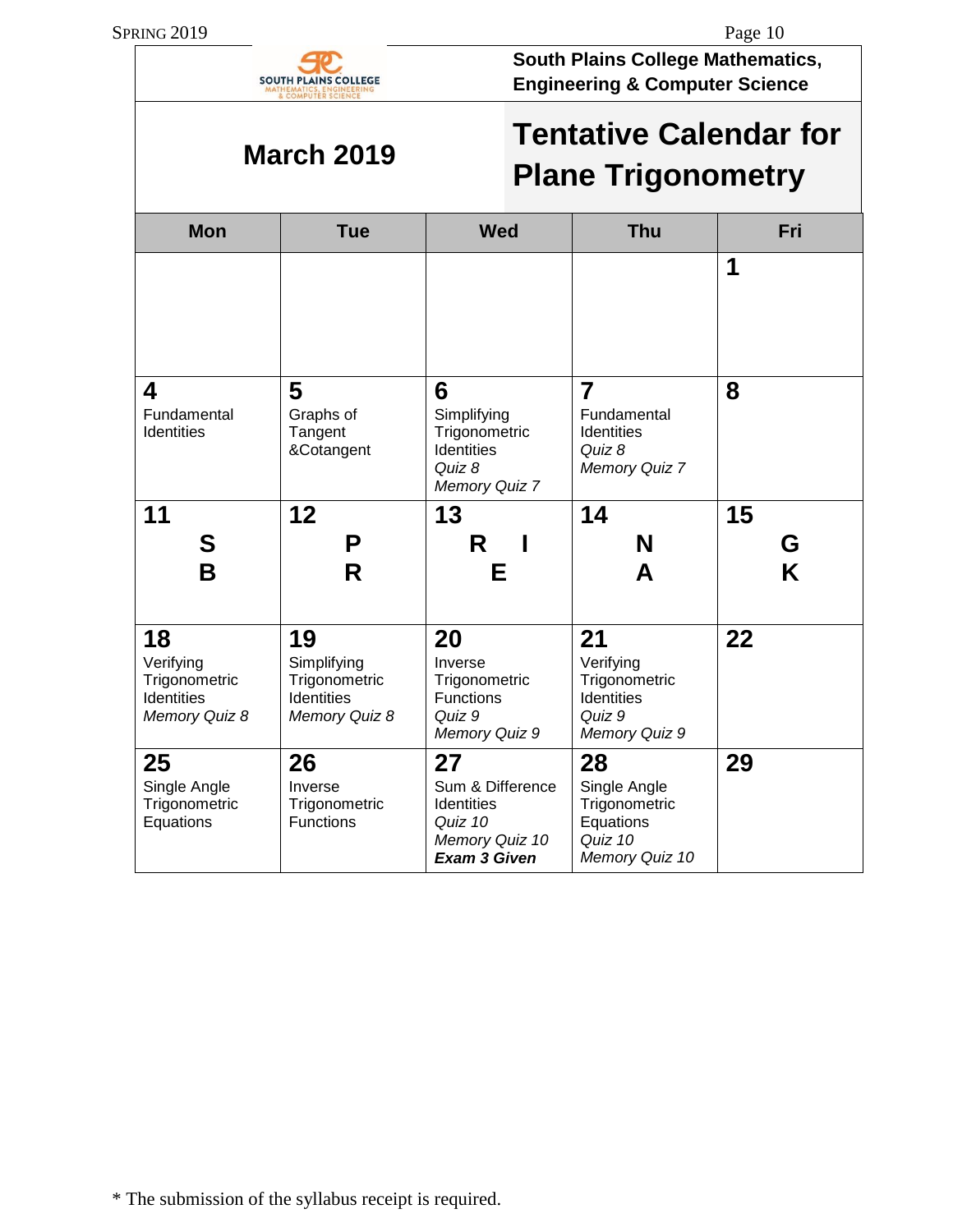South Plains College Mathematics, Engineering & Computer Science

## March 2019

# Tentative Calendar for Plane Trigonometry

| Mon | Tue | Wed | Thu | Fri |
|---|---|---|---|---|
| | | | | **1** |
| **4** Fundamental Identities | **5** Graphs of Tangent &Cotangent | **6** Simplifying Trigonometric Identities *Quiz 8* *Memory Quiz 7* | **7** Fundamental Identities *Quiz 8* *Memory Quiz 7* | **8** |
| **11** **S B** | **12** **P R** | **13** **R I E** | **14** **N A** | **15** **G K** |
| **18** Verifying Trigonometric Identities *Memory Quiz 8* | **19** Simplifying Trigonometric Identities *Memory Quiz 8* | **20** Inverse Trigonometric Functions *Quiz 9* *Memory Quiz 9* | **21** Verifying Trigonometric Identities *Quiz 9* *Memory Quiz 9* | **22** |
| **25** Single Angle Trigonometric Equations | **26** Inverse Trigonometric Functions | **27** Sum & Difference Identities *Quiz 10* *Memory Quiz 10* ***Exam 3 Given*** | **28** Single Angle Trigonometric Equations *Quiz 10* *Memory Quiz 10* | **29** |

* The submission of the syllabus receipt is required.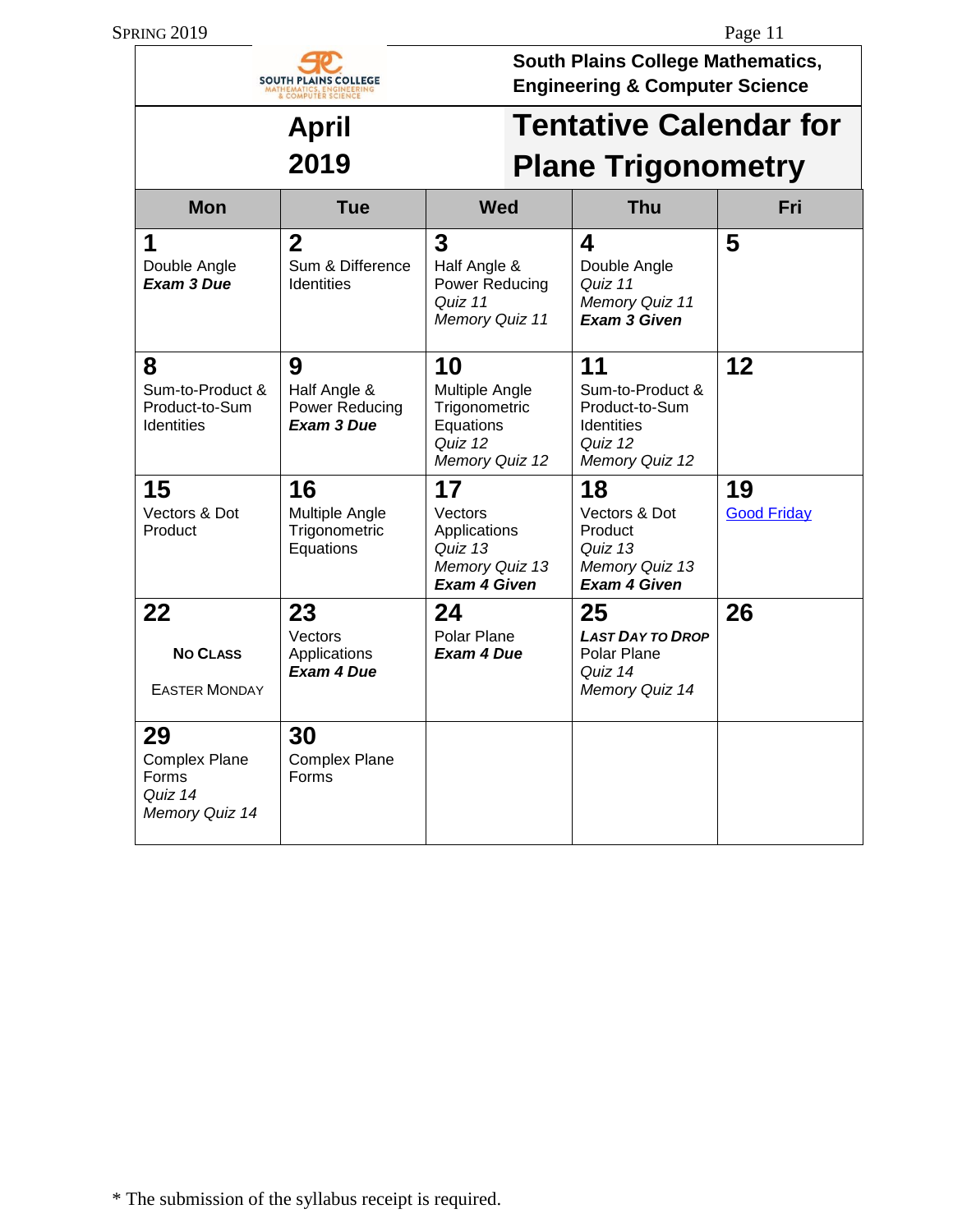South Plains College Mathematics, Engineering & Computer Science

# April 2019

# Tentative Calendar for Plane Trigonometry

| Mon | Tue | Wed | Thu | Fri |
|---|---|---|---|---|
| **1**<br>Double Angle<br>***Exam 3 Due*** | **2**<br>Sum & Difference Identities | **3**<br>Half Angle & Power Reducing<br>*Quiz 11*<br>*Memory Quiz 11* | **4**<br>Double Angle<br>*Quiz 11*<br>*Memory Quiz 11*<br>***Exam 3 Given*** | **5** |
| **8**<br>Sum-to-Product & Product-to-Sum Identities | **9**<br>Half Angle & Power Reducing<br>***Exam 3 Due*** | **10**<br>Multiple Angle Trigonometric Equations<br>*Quiz 12*<br>*Memory Quiz 12* | **11**<br>Sum-to-Product & Product-to-Sum Identities<br>*Quiz 12*<br>*Memory Quiz 12* | **12** |
| **15**<br>Vectors & Dot Product | **16**<br>Multiple Angle Trigonometric Equations | **17**<br>Vectors Applications<br>*Quiz 13*<br>*Memory Quiz 13*<br>***Exam 4 Given*** | **18**<br>Vectors & Dot Product<br>*Quiz 13*<br>*Memory Quiz 13*<br>***Exam 4 Given*** | **19**<br>Good Friday |
| **22**<br>**NO CLASS**<br>EASTER MONDAY | **23**<br>Vectors Applications<br>***Exam 4 Due*** | **24**<br>Polar Plane<br>***Exam 4 Due*** | **25**<br>***LAST DAY TO DROP***<br>Polar Plane<br>*Quiz 14*<br>*Memory Quiz 14* | **26** |
| **29**<br>Complex Plane Forms<br>*Quiz 14*<br>*Memory Quiz 14* | **30**<br>Complex Plane Forms | | | |

* The submission of the syllabus receipt is required.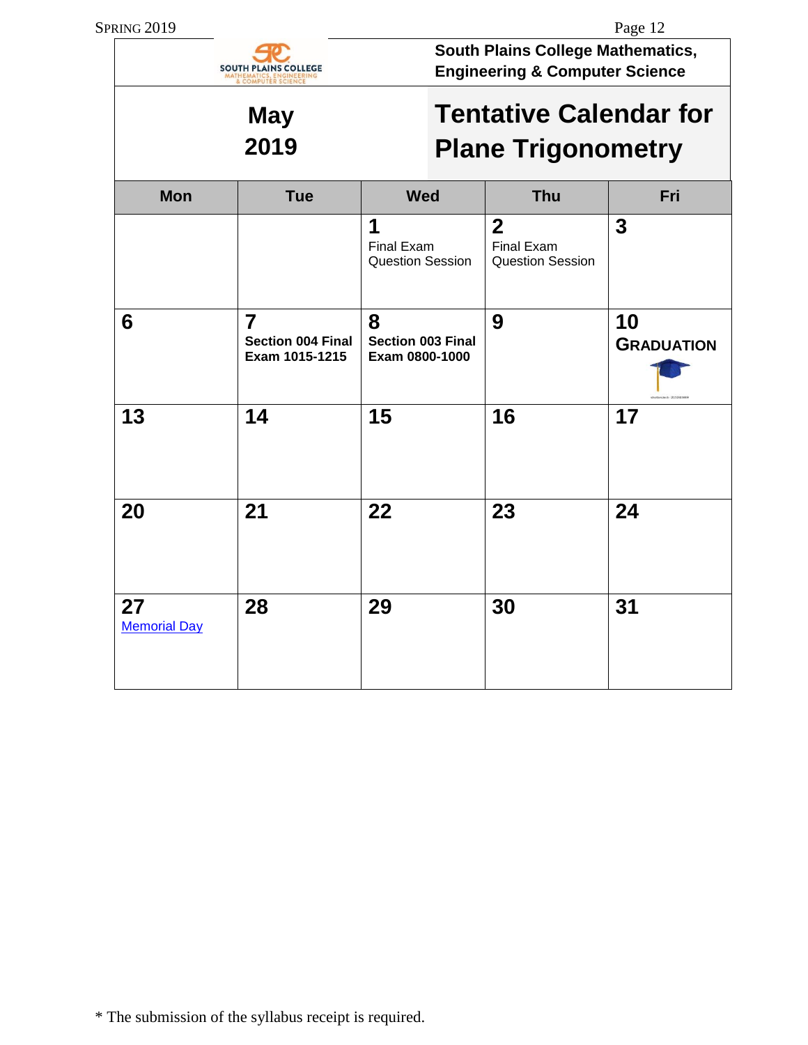South Plains College Mathematics, Engineering & Computer Science

# May 2019

# Tentative Calendar for Plane Trigonometry

| Mon | Tue | Wed | Thu | Fri |
|---|---|---|---|---|
| | | **1** Final Exam Question Session | **2** Final Exam Question Session | **3** |
| **6** | **7** **Section 004 Final Exam 1015-1215** | **8** **Section 003 Final Exam 0800-1000** | **9** | **10** **GRADUATION** |
| **13** | **14** | **15** | **16** | **17** |
| **20** | **21** | **22** | **23** | **24** |
| **27** Memorial Day | **28** | **29** | **30** | **31** |

* The submission of the syllabus receipt is required.